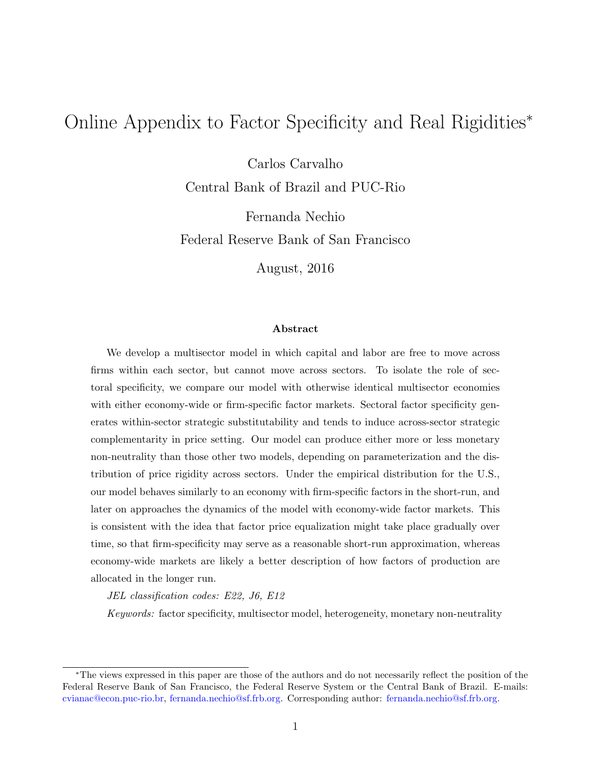# Online Appendix to Factor Specificity and Real Rigidities*

Carlos Carvalho

Central Bank of Brazil and PUC-Rio

Fernanda Nechio

Federal Reserve Bank of San Francisco

August, 2016

### Abstract

We develop a multisector model in which capital and labor are free to move across firms within each sector, but cannot move across sectors. To isolate the role of sectoral specificity, we compare our model with otherwise identical multisector economies with either economy-wide or firm-specific factor markets. Sectoral factor specificity generates within-sector strategic substitutability and tends to induce across-sector strategic complementarity in price setting. Our model can produce either more or less monetary non-neutrality than those other two models, depending on parameterization and the distribution of price rigidity across sectors. Under the empirical distribution for the U.S., our model behaves similarly to an economy with firm-specific factors in the short-run, and later on approaches the dynamics of the model with economy-wide factor markets. This is consistent with the idea that factor price equalization might take place gradually over time, so that firm-specificity may serve as a reasonable short-run approximation, whereas economy-wide markets are likely a better description of how factors of production are allocated in the longer run.

*JEL classification codes: E22, J6, E12*

*Keywords:* factor specificity, multisector model, heterogeneity, monetary non-neutrality

---

*The views expressed in this paper are those of the authors and do not necessarily reflect the position of the Federal Reserve Bank of San Francisco, the Federal Reserve System or the Central Bank of Brazil. E-mails: cvianac@econ.puc-rio.br, fernanda.nechio@sf.frb.org. Corresponding author: fernanda.nechio@sf.frb.org.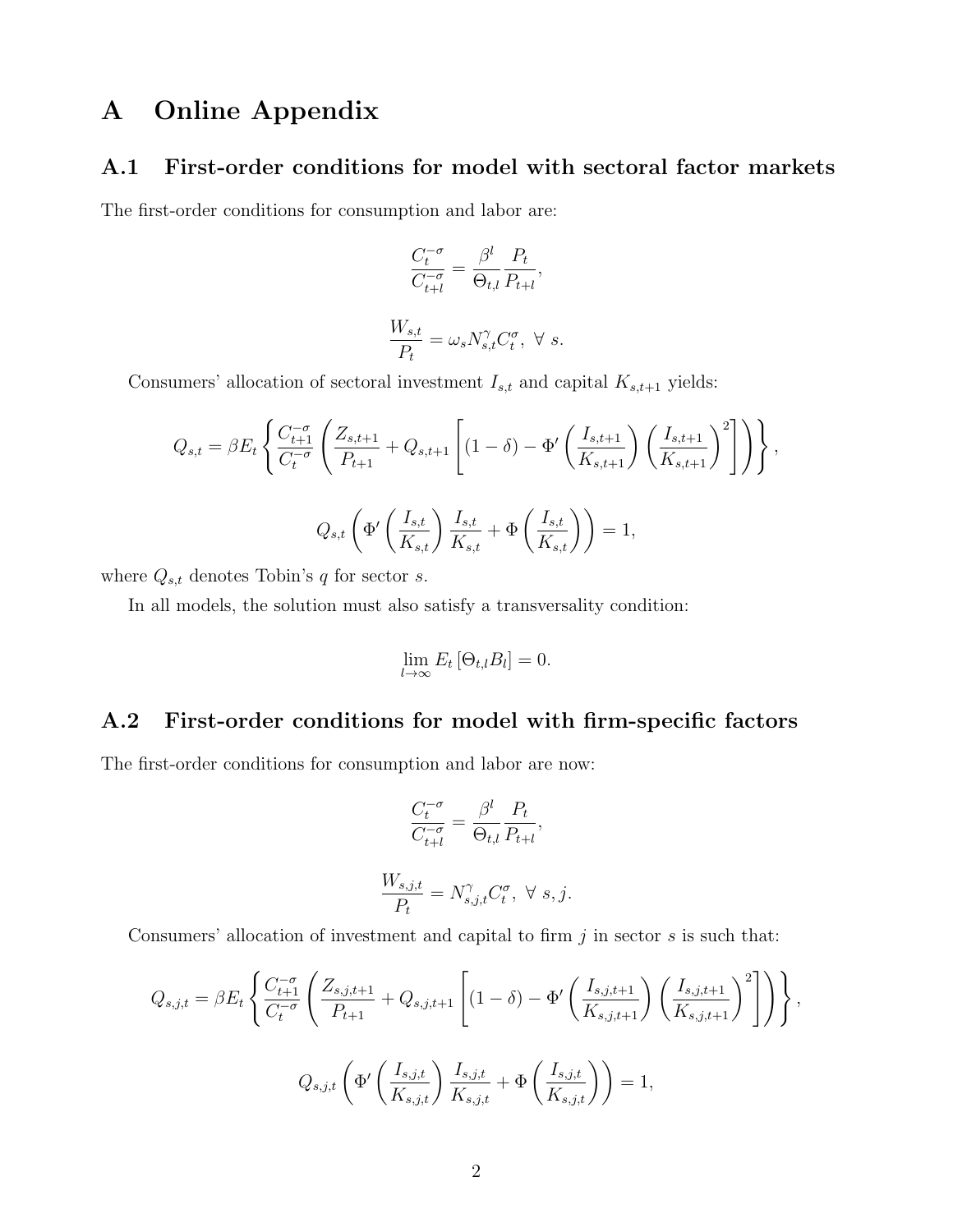# A Online Appendix

## A.1 First-order conditions for model with sectoral factor markets

The first-order conditions for consumption and labor are:

$$\frac{C_t^{-\sigma}}{C_{t+l}^{-\sigma}} = \frac{\beta^l}{\Theta_{t,l}} \frac{P_t}{P_{t+l}},$$

$$\frac{W_{s,t}}{P_t} = \omega_s N_{s,t}^{\gamma} C_t^{\sigma}, \ \forall \ s.$$

Consumers' allocation of sectoral investment $I_{s,t}$ and capital $K_{s,t+1}$ yields:

$$Q_{s,t} = \beta E_t \left\{ \frac{C_{t+1}^{-\sigma}}{C_t^{-\sigma}} \left( \frac{Z_{s,t+1}}{P_{t+1}} + Q_{s,t+1} \left[ (1-\delta) - \Phi' \left( \frac{I_{s,t+1}}{K_{s,t+1}} \right) \left( \frac{I_{s,t+1}}{K_{s,t+1}} \right)^2 \right] \right) \right\},$$

$$Q_{s,t} \left( \Phi' \left( \frac{I_{s,t}}{K_{s,t}} \right) \frac{I_{s,t}}{K_{s,t}} + \Phi \left( \frac{I_{s,t}}{K_{s,t}} \right) \right) = 1,$$

where $Q_{s,t}$ denotes Tobin's $q$ for sector $s$.

In all models, the solution must also satisfy a transversality condition:

$$\lim_{l \to \infty} E_t \left[ \Theta_{t,l} B_l \right] = 0.$$

## A.2 First-order conditions for model with firm-specific factors

The first-order conditions for consumption and labor are now:

$$\frac{C_t^{-\sigma}}{C_{t+l}^{-\sigma}} = \frac{\beta^l}{\Theta_{t,l}} \frac{P_t}{P_{t+l}},$$

$$\frac{W_{s,j,t}}{P_t} = N_{s,j,t}^{\gamma} C_t^{\sigma}, \ \forall \ s, j.$$

Consumers' allocation of investment and capital to firm $j$ in sector $s$ is such that:

$$Q_{s,j,t} = \beta E_t \left\{ \frac{C_{t+1}^{-\sigma}}{C_t^{-\sigma}} \left( \frac{Z_{s,j,t+1}}{P_{t+1}} + Q_{s,j,t+1} \left[ (1-\delta) - \Phi' \left( \frac{I_{s,j,t+1}}{K_{s,j,t+1}} \right) \left( \frac{I_{s,j,t+1}}{K_{s,j,t+1}} \right)^2 \right] \right) \right\},$$

$$Q_{s,j,t} \left( \Phi' \left( \frac{I_{s,j,t}}{K_{s,j,t}} \right) \frac{I_{s,j,t}}{K_{s,j,t}} + \Phi \left( \frac{I_{s,j,t}}{K_{s,j,t}} \right) \right) = 1,$$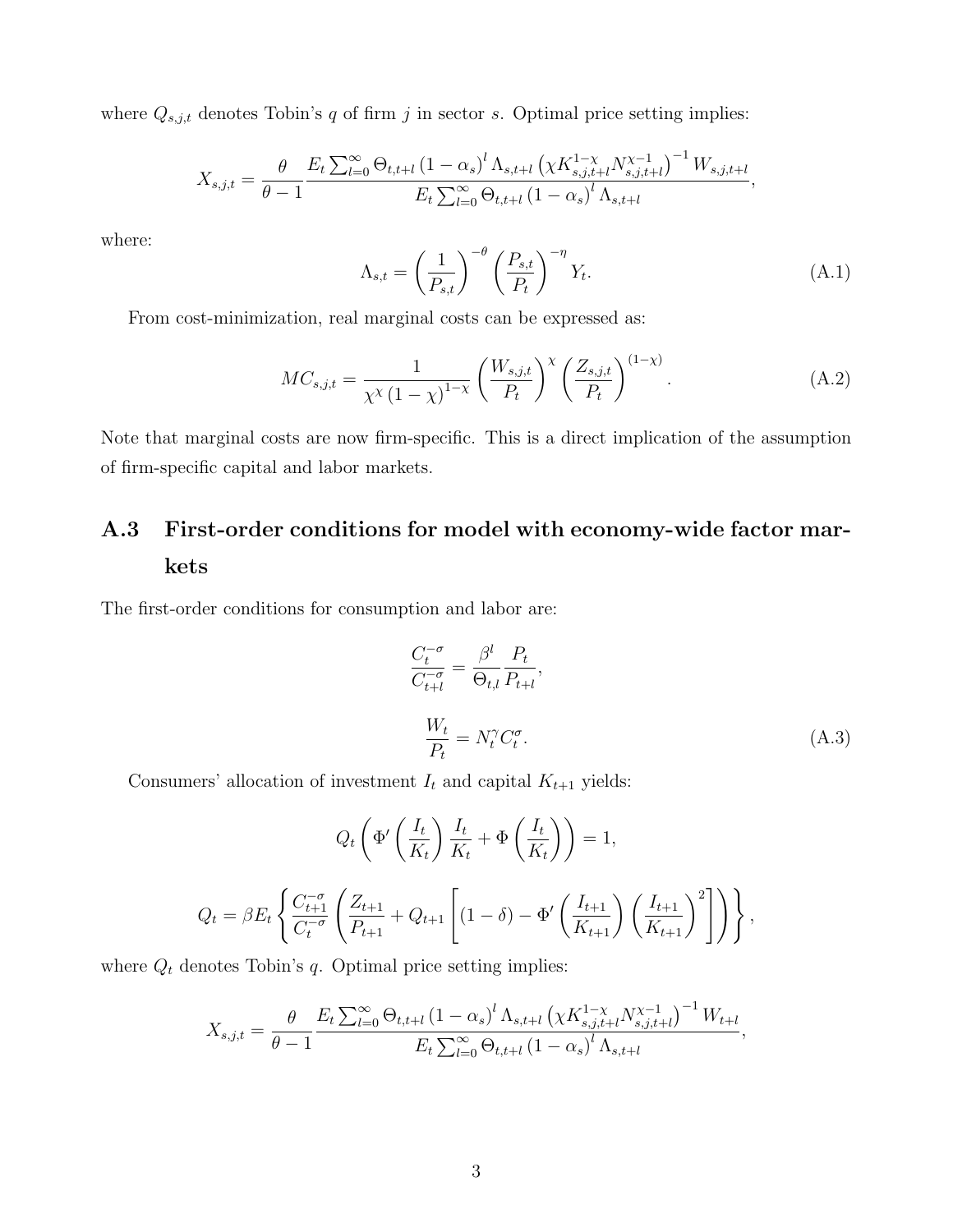where $Q_{s,j,t}$ denotes Tobin's $q$ of firm $j$ in sector $s$. Optimal price setting implies:

$$X_{s,j,t} = \frac{\theta}{\theta - 1} \frac{E_t \sum_{l=0}^{\infty} \Theta_{t,t+l} (1 - \alpha_s)^l \Lambda_{s,t+l} \left( \chi K_{s,j,t+l}^{1-\chi} N_{s,j,t+l}^{\chi - 1} \right)^{-1} W_{s,j,t+l}}{E_t \sum_{l=0}^{\infty} \Theta_{t,t+l} (1 - \alpha_s)^l \Lambda_{s,t+l}},$$

where:

$$\Lambda_{s,t} = \left( \frac{1}{P_{s,t}} \right)^{-\theta} \left( \frac{P_{s,t}}{P_t} \right)^{-\eta} Y_t. \tag{A.1}$$

From cost-minimization, real marginal costs can be expressed as:

$$MC_{s,j,t} = \frac{1}{\chi^{\chi} (1 - \chi)^{1-\chi}} \left( \frac{W_{s,j,t}}{P_t} \right)^{\chi} \left( \frac{Z_{s,j,t}}{P_t} \right)^{(1-\chi)}. \tag{A.2}$$

Note that marginal costs are now firm-specific. This is a direct implication of the assumption of firm-specific capital and labor markets.

## A.3 First-order conditions for model with economy-wide factor markets

The first-order conditions for consumption and labor are:

$$\frac{C_t^{-\sigma}}{C_{t+l}^{-\sigma}} = \frac{\beta^l}{\Theta_{t,l}} \frac{P_t}{P_{t+l}},$$

$$\frac{W_t}{P_t} = N_t^{\gamma} C_t^{\sigma}. \tag{A.3}$$

Consumers' allocation of investment $I_t$ and capital $K_{t+1}$ yields:

$$Q_t \left( \Phi' \left( \frac{I_t}{K_t} \right) \frac{I_t}{K_t} + \Phi \left( \frac{I_t}{K_t} \right) \right) = 1,$$

$$Q_t = \beta E_t \left\{ \frac{C_{t+1}^{-\sigma}}{C_t^{-\sigma}} \left( \frac{Z_{t+1}}{P_{t+1}} + Q_{t+1} \left[ (1 - \delta) - \Phi' \left( \frac{I_{t+1}}{K_{t+1}} \right) \left( \frac{I_{t+1}}{K_{t+1}} \right)^2 \right] \right) \right\},$$

where $Q_t$ denotes Tobin's $q$. Optimal price setting implies:

$$X_{s,j,t} = \frac{\theta}{\theta - 1} \frac{E_t \sum_{l=0}^{\infty} \Theta_{t,t+l} (1 - \alpha_s)^l \Lambda_{s,t+l} \left( \chi K_{s,j,t+l}^{1-\chi} N_{s,j,t+l}^{\chi - 1} \right)^{-1} W_{t+l}}{E_t \sum_{l=0}^{\infty} \Theta_{t,t+l} (1 - \alpha_s)^l \Lambda_{s,t+l}},$$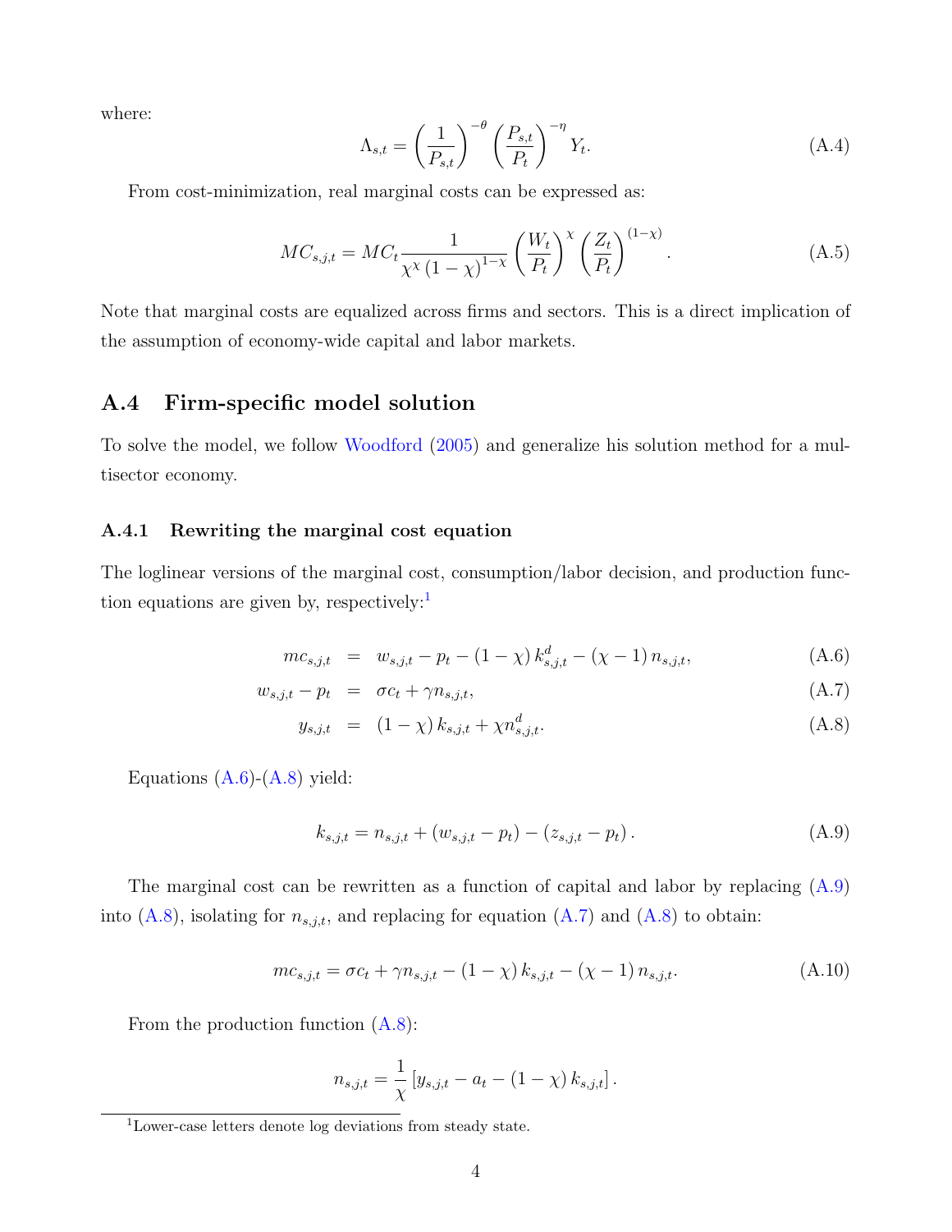where:

$$\Lambda_{s,t} = \left(\frac{1}{P_{s,t}}\right)^{-\theta} \left(\frac{P_{s,t}}{P_t}\right)^{-\eta} Y_t. \tag{A.4}$$

From cost-minimization, real marginal costs can be expressed as:

$$MC_{s,j,t} = MC_t \frac{1}{\chi^{\chi} (1-\chi)^{1-\chi}} \left(\frac{W_t}{P_t}\right)^{\chi} \left(\frac{Z_t}{P_t}\right)^{(1-\chi)}. \tag{A.5}$$

Note that marginal costs are equalized across firms and sectors. This is a direct implication of the assumption of economy-wide capital and labor markets.

## A.4 Firm-specific model solution

To solve the model, we follow Woodford (2005) and generalize his solution method for a multisector economy.

### A.4.1 Rewriting the marginal cost equation

The loglinear versions of the marginal cost, consumption/labor decision, and production function equations are given by, respectively:[1]

$$mc_{s,j,t} = w_{s,j,t} - p_t - (1-\chi) k^d_{s,j,t} - (\chi - 1) n_{s,j,t}, \tag{A.6}$$

$$w_{s,j,t} - p_t = \sigma c_t + \gamma n_{s,j,t}, \tag{A.7}$$

$$y_{s,j,t} = (1-\chi) k_{s,j,t} + \chi n^d_{s,j,t}. \tag{A.8}$$

Equations (A.6)-(A.8) yield:

$$k_{s,j,t} = n_{s,j,t} + (w_{s,j,t} - p_t) - (z_{s,j,t} - p_t). \tag{A.9}$$

The marginal cost can be rewritten as a function of capital and labor by replacing (A.9) into (A.8), isolating for $n_{s,j,t}$, and replacing for equation (A.7) and (A.8) to obtain:

$$mc_{s,j,t} = \sigma c_t + \gamma n_{s,j,t} - (1-\chi) k_{s,j,t} - (\chi - 1) n_{s,j,t}. \tag{A.10}$$

From the production function (A.8):

$$n_{s,j,t} = \frac{1}{\chi} \left[ y_{s,j,t} - a_t - (1-\chi) k_{s,j,t} \right].$$

[1] Lower-case letters denote log deviations from steady state.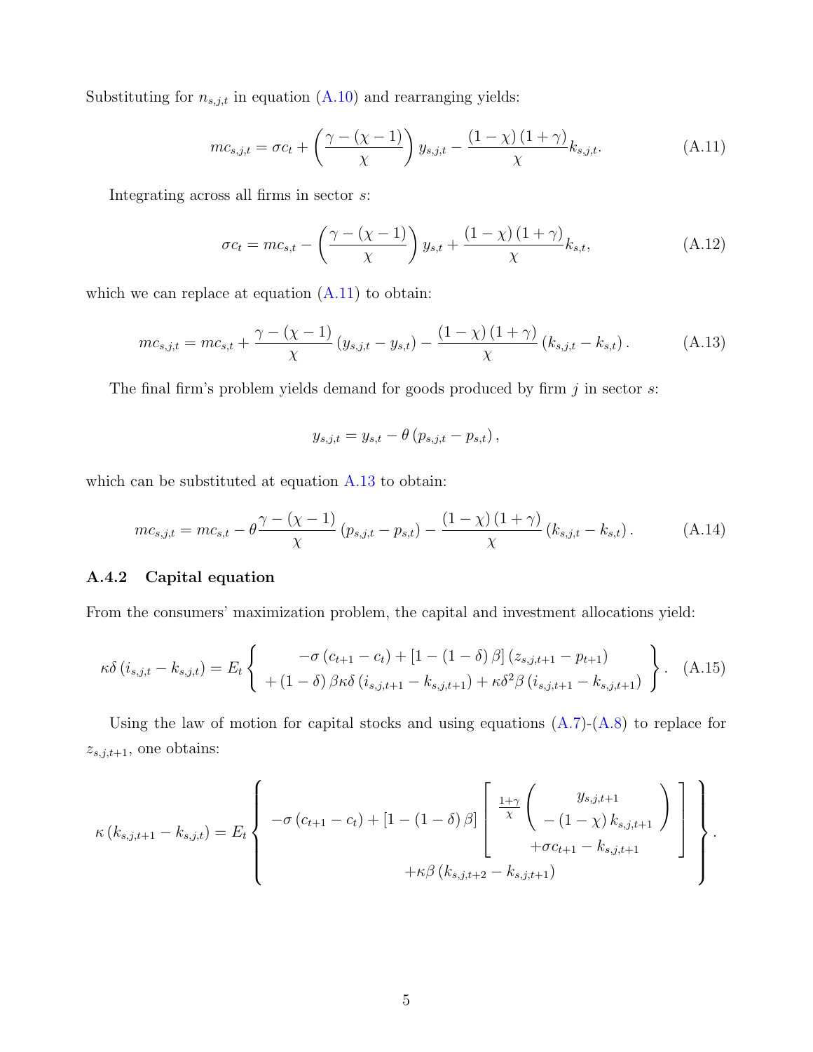Substituting for $n_{s,j,t}$ in equation (A.10) and rearranging yields:

$$mc_{s,j,t} = \sigma c_t + \left(\frac{\gamma - (\chi - 1)}{\chi}\right) y_{s,j,t} - \frac{(1-\chi)(1+\gamma)}{\chi} k_{s,j,t}. \tag{A.11}$$

Integrating across all firms in sector $s$:

$$\sigma c_t = mc_{s,t} - \left(\frac{\gamma - (\chi - 1)}{\chi}\right) y_{s,t} + \frac{(1-\chi)(1+\gamma)}{\chi} k_{s,t}, \tag{A.12}$$

which we can replace at equation (A.11) to obtain:

$$mc_{s,j,t} = mc_{s,t} + \frac{\gamma - (\chi - 1)}{\chi}\left(y_{s,j,t} - y_{s,t}\right) - \frac{(1-\chi)(1+\gamma)}{\chi}\left(k_{s,j,t} - k_{s,t}\right). \tag{A.13}$$

The final firm's problem yields demand for goods produced by firm $j$ in sector $s$:

$$y_{s,j,t} = y_{s,t} - \theta\left(p_{s,j,t} - p_{s,t}\right),$$

which can be substituted at equation A.13 to obtain:

$$mc_{s,j,t} = mc_{s,t} - \theta\frac{\gamma - (\chi - 1)}{\chi}\left(p_{s,j,t} - p_{s,t}\right) - \frac{(1-\chi)(1+\gamma)}{\chi}\left(k_{s,j,t} - k_{s,t}\right). \tag{A.14}$$

### A.4.2 Capital equation

From the consumers' maximization problem, the capital and investment allocations yield:

$$\kappa\delta\left(i_{s,j,t} - k_{s,j,t}\right) = E_t\left\{\begin{array}{c} -\sigma\left(c_{t+1} - c_t\right) + \left[1 - (1-\delta)\beta\right]\left(z_{s,j,t+1} - p_{t+1}\right) \\ +(1-\delta)\beta\kappa\delta\left(i_{s,j,t+1} - k_{s,j,t+1}\right) + \kappa\delta^2\beta\left(i_{s,j,t+1} - k_{s,j,t+1}\right) \end{array}\right\}. \tag{A.15}$$

Using the law of motion for capital stocks and using equations (A.7)-(A.8) to replace for $z_{s,j,t+1}$, one obtains:

$$\kappa\left(k_{s,j,t+1} - k_{s,j,t}\right) = E_t\left\{\begin{array}{c} -\sigma\left(c_{t+1} - c_t\right) + \left[1 - (1-\delta)\beta\right]\left[\begin{array}{c} \frac{1+\gamma}{\chi}\left(\begin{array}{c} y_{s,j,t+1} \\ -(1-\chi)k_{s,j,t+1} \end{array}\right) \\ +\sigma c_{t+1} - k_{s,j,t+1} \end{array}\right] \\ +\kappa\beta\left(k_{s,j,t+2} - k_{s,j,t+1}\right) \end{array}\right\}.$$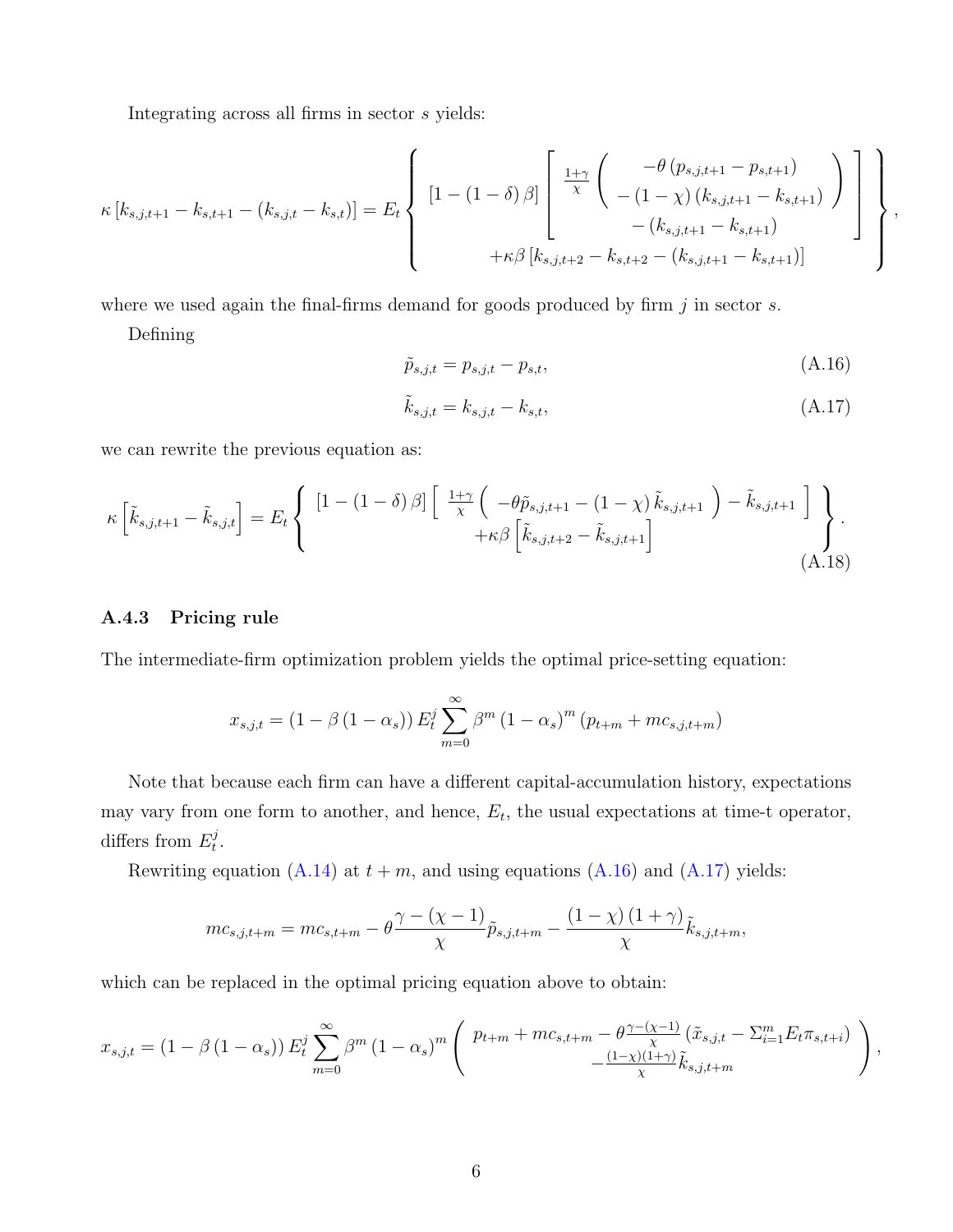Integrating across all firms in sector $s$ yields:

$$\kappa\left[k_{s,j,t+1}-k_{s,t+1}-\left(k_{s,j,t}-k_{s,t}\right)\right]=E_t\left\{\begin{array}{c}\left[1-(1-\delta)\beta\right]\left[\begin{array}{c}\frac{1+\gamma}{\chi}\left(\begin{array}{c}-\theta\left(p_{s,j,t+1}-p_{s,t+1}\right)\\-\left(1-\chi\right)\left(k_{s,j,t+1}-k_{s,t+1}\right)\end{array}\right)\\-\left(k_{s,j,t+1}-k_{s,t+1}\right)\end{array}\right]\\+\kappa\beta\left[k_{s,j,t+2}-k_{s,t+2}-\left(k_{s,j,t+1}-k_{s,t+1}\right)\right]\end{array}\right\},$$

where we used again the final-firms demand for goods produced by firm $j$ in sector $s$.

Defining

$$\tilde{p}_{s,j,t}=p_{s,j,t}-p_{s,t}, \tag{A.16}$$

$$\tilde{k}_{s,j,t}=k_{s,j,t}-k_{s,t}, \tag{A.17}$$

we can rewrite the previous equation as:

$$\kappa\left[\tilde{k}_{s,j,t+1}-\tilde{k}_{s,j,t}\right]=E_t\left\{\begin{array}{c}\left[1-(1-\delta)\beta\right]\left[\frac{1+\gamma}{\chi}\left(-\theta\tilde{p}_{s,j,t+1}-\left(1-\chi\right)\tilde{k}_{s,j,t+1}\right)-\tilde{k}_{s,j,t+1}\right]\\+\kappa\beta\left[\tilde{k}_{s,j,t+2}-\tilde{k}_{s,j,t+1}\right]\end{array}\right\}. \tag{A.18}$$

### A.4.3 Pricing rule

The intermediate-firm optimization problem yields the optimal price-setting equation:

$$x_{s,j,t}=\left(1-\beta\left(1-\alpha_s\right)\right)E_t^j\sum_{m=0}^{\infty}\beta^m\left(1-\alpha_s\right)^m\left(p_{t+m}+mc_{s,j,t+m}\right)$$

Note that because each firm can have a different capital-accumulation history, expectations may vary from one form to another, and hence, $E_t$, the usual expectations at time-t operator, differs from $E_t^j$.

Rewriting equation (A.14) at $t+m$, and using equations (A.16) and (A.17) yields:

$$mc_{s,j,t+m}=mc_{s,t+m}-\theta\frac{\gamma-(\chi-1)}{\chi}\tilde{p}_{s,j,t+m}-\frac{(1-\chi)(1+\gamma)}{\chi}\tilde{k}_{s,j,t+m},$$

which can be replaced in the optimal pricing equation above to obtain:

$$x_{s,j,t}=\left(1-\beta\left(1-\alpha_s\right)\right)E_t^j\sum_{m=0}^{\infty}\beta^m\left(1-\alpha_s\right)^m\left(\begin{array}{c}p_{t+m}+mc_{s,t+m}-\theta\frac{\gamma-(\chi-1)}{\chi}\left(\tilde{x}_{s,j,t}-\Sigma_{i=1}^{m}E_t\pi_{s,t+i}\right)\\-\frac{(1-\chi)(1+\gamma)}{\chi}\tilde{k}_{s,j,t+m}\end{array}\right),$$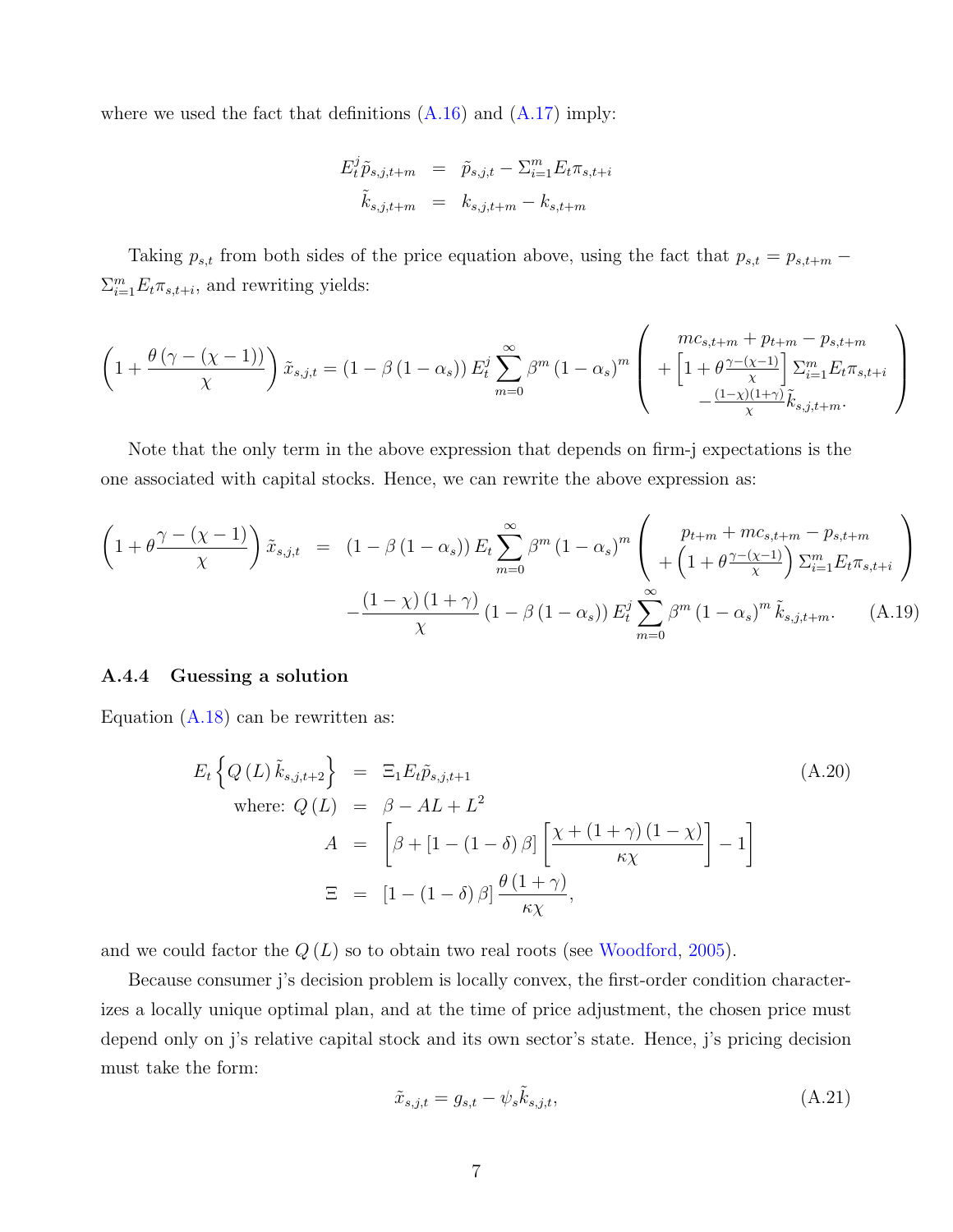where we used the fact that definitions (A.16) and (A.17) imply:

$$
\begin{aligned}
E_t^j \tilde{p}_{s,j,t+m} &= \tilde{p}_{s,j,t} - \Sigma_{i=1}^m E_t \pi_{s,t+i} \\
\tilde{k}_{s,j,t+m} &= k_{s,j,t+m} - k_{s,t+m}
\end{aligned}
$$

Taking $p_{s,t}$ from both sides of the price equation above, using the fact that $p_{s,t} = p_{s,t+m} - \Sigma_{i=1}^m E_t \pi_{s,t+i}$, and rewriting yields:

$$
\left(1 + \frac{\theta\left(\gamma - (\chi - 1)\right)}{\chi}\right) \tilde{x}_{s,j,t} = \left(1 - \beta\left(1 - \alpha_s\right)\right) E_t^j \sum_{m=0}^{\infty} \beta^m \left(1 - \alpha_s\right)^m \left( \begin{array}{c} mc_{s,t+m} + p_{t+m} - p_{s,t+m} \\ + \left[1 + \theta \frac{\gamma - (\chi - 1)}{\chi}\right] \Sigma_{i=1}^m E_t \pi_{s,t+i} \\ - \frac{(1-\chi)(1+\gamma)}{\chi} \tilde{k}_{s,j,t+m}. \end{array} \right)
$$

Note that the only term in the above expression that depends on firm-j expectations is the one associated with capital stocks. Hence, we can rewrite the above expression as:

$$
\begin{aligned}
\left(1 + \theta \frac{\gamma - (\chi - 1)}{\chi}\right) \tilde{x}_{s,j,t} &= \left(1 - \beta\left(1 - \alpha_s\right)\right) E_t \sum_{m=0}^{\infty} \beta^m \left(1 - \alpha_s\right)^m \left( \begin{array}{c} p_{t+m} + mc_{s,t+m} - p_{s,t+m} \\ + \left(1 + \theta \frac{\gamma - (\chi - 1)}{\chi}\right) \Sigma_{i=1}^m E_t \pi_{s,t+i} \end{array} \right) \\
& \quad - \frac{(1 - \chi)(1 + \gamma)}{\chi} \left(1 - \beta\left(1 - \alpha_s\right)\right) E_t^j \sum_{m=0}^{\infty} \beta^m \left(1 - \alpha_s\right)^m \tilde{k}_{s,j,t+m}. \qquad \text{(A.19)}
\end{aligned}
$$

### A.4.4 Guessing a solution

Equation (A.18) can be rewritten as:

$$
\begin{aligned}
E_t \left\{ Q(L) \tilde{k}_{s,j,t+2} \right\} &= \Xi_1 E_t \tilde{p}_{s,j,t+1} \qquad \text{(A.20)} \\
\text{where: } Q(L) &= \beta - AL + L^2 \\
A &= \left[ \beta + \left[1 - (1 - \delta)\beta\right] \left[ \frac{\chi + (1 + \gamma)(1 - \chi)}{\kappa \chi} \right] - 1 \right] \\
\Xi &= \left[1 - (1 - \delta)\beta\right] \frac{\theta(1 + \gamma)}{\kappa \chi},
\end{aligned}
$$

and we could factor the $Q(L)$ so to obtain two real roots (see Woodford, 2005).

Because consumer j's decision problem is locally convex, the first-order condition characterizes a locally unique optimal plan, and at the time of price adjustment, the chosen price must depend only on j's relative capital stock and its own sector's state. Hence, j's pricing decision must take the form:

$$
\tilde{x}_{s,j,t} = g_{s,t} - \psi_s \tilde{k}_{s,j,t}, \qquad \text{(A.21)}
$$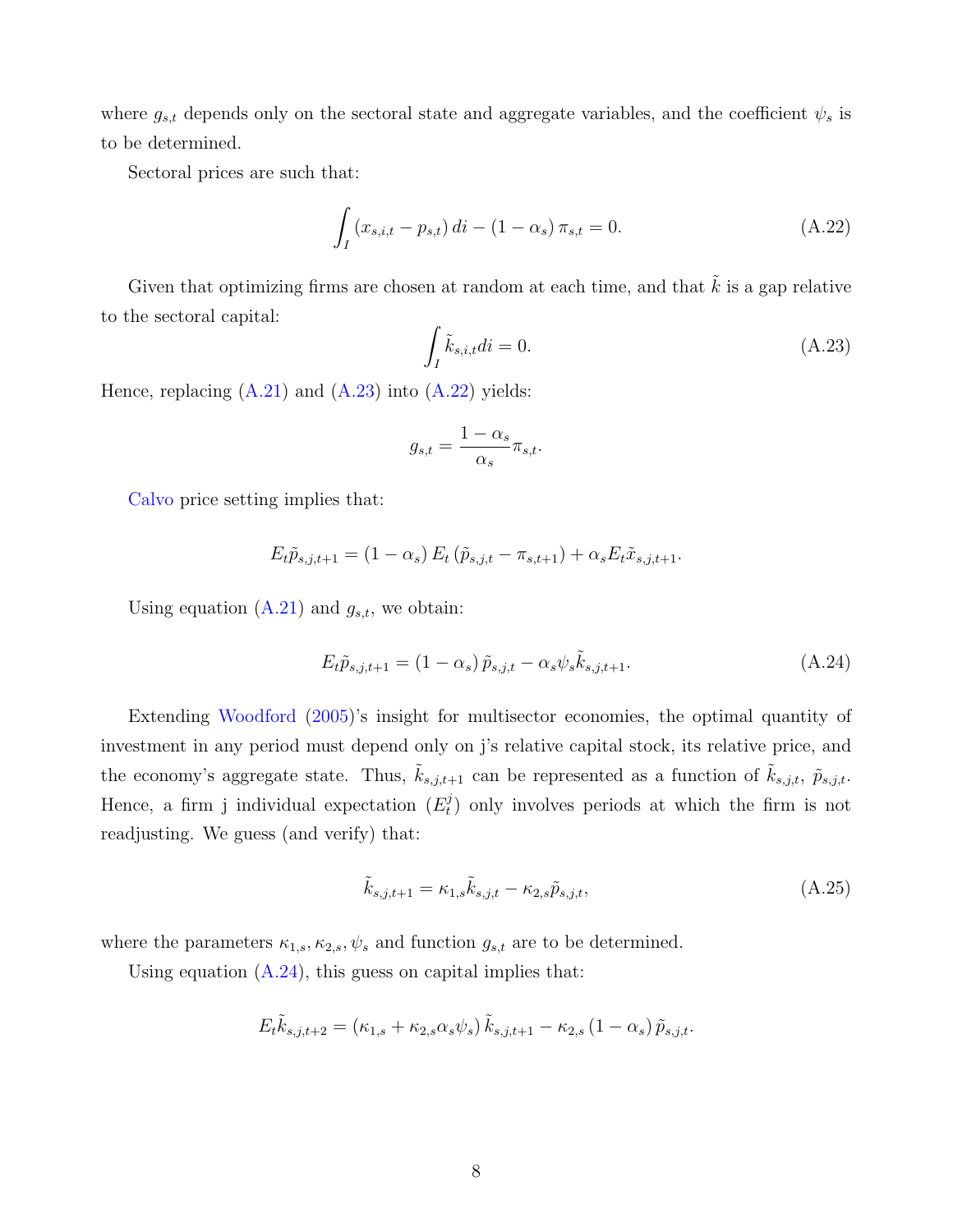where $g_{s,t}$ depends only on the sectoral state and aggregate variables, and the coefficient $\psi_s$ is to be determined.

Sectoral prices are such that:

$$\int_I (x_{s,i,t} - p_{s,t})\, di - (1 - \alpha_s)\, \pi_{s,t} = 0. \tag{A.22}$$

Given that optimizing firms are chosen at random at each time, and that $\tilde{k}$ is a gap relative to the sectoral capital:

$$\int_I \tilde{k}_{s,i,t} di = 0. \tag{A.23}$$

Hence, replacing (A.21) and (A.23) into (A.22) yields:

$$g_{s,t} = \frac{1 - \alpha_s}{\alpha_s} \pi_{s,t}.$$

Calvo price setting implies that:

$$E_t \tilde{p}_{s,j,t+1} = (1 - \alpha_s)\, E_t \left(\tilde{p}_{s,j,t} - \pi_{s,t+1}\right) + \alpha_s E_t \tilde{x}_{s,j,t+1}.$$

Using equation (A.21) and $g_{s,t}$, we obtain:

$$E_t \tilde{p}_{s,j,t+1} = (1 - \alpha_s)\, \tilde{p}_{s,j,t} - \alpha_s \psi_s \tilde{k}_{s,j,t+1}. \tag{A.24}$$

Extending Woodford (2005)'s insight for multisector economies, the optimal quantity of investment in any period must depend only on j's relative capital stock, its relative price, and the economy's aggregate state. Thus, $\tilde{k}_{s,j,t+1}$ can be represented as a function of $\tilde{k}_{s,j,t}$, $\tilde{p}_{s,j,t}$. Hence, a firm j individual expectation ($E_t^j$) only involves periods at which the firm is not readjusting. We guess (and verify) that:

$$\tilde{k}_{s,j,t+1} = \kappa_{1,s} \tilde{k}_{s,j,t} - \kappa_{2,s} \tilde{p}_{s,j,t}, \tag{A.25}$$

where the parameters $\kappa_{1,s}, \kappa_{2,s}, \psi_s$ and function $g_{s,t}$ are to be determined.

Using equation (A.24), this guess on capital implies that:

$$E_t \tilde{k}_{s,j,t+2} = (\kappa_{1,s} + \kappa_{2,s} \alpha_s \psi_s)\, \tilde{k}_{s,j,t+1} - \kappa_{2,s} (1 - \alpha_s)\, \tilde{p}_{s,j,t}.$$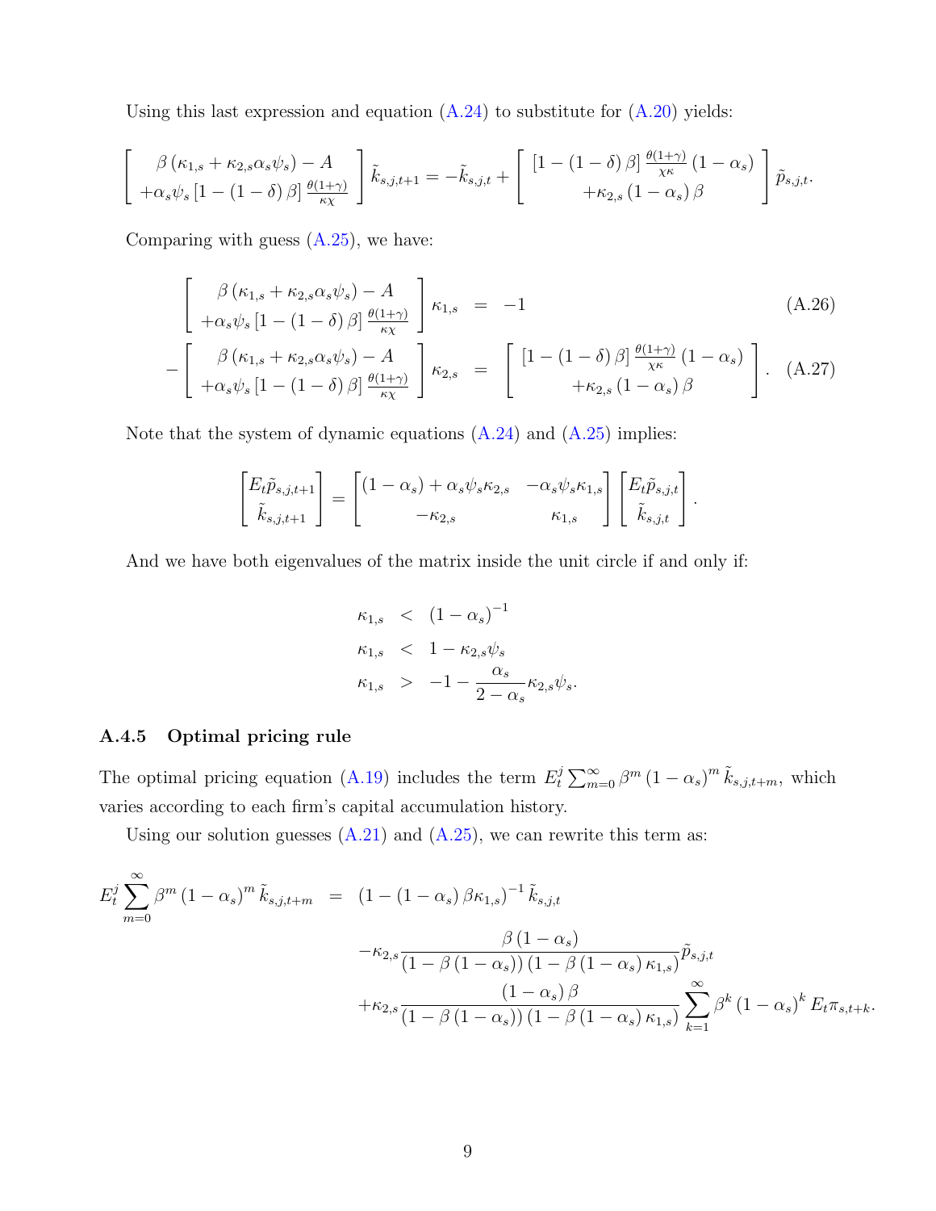Using this last expression and equation (A.24) to substitute for (A.20) yields:

$$
\left[\begin{array}{c} \beta\left(\kappa_{1,s}+\kappa_{2,s}\alpha_s\psi_s\right)-A \\ +\alpha_s\psi_s\left[1-(1-\delta)\beta\right]\frac{\theta(1+\gamma)}{\kappa\chi} \end{array}\right]\tilde{k}_{s,j,t+1} = -\tilde{k}_{s,j,t} + \left[\begin{array}{c} \left[1-(1-\delta)\beta\right]\frac{\theta(1+\gamma)}{\chi\kappa}\left(1-\alpha_s\right) \\ +\kappa_{2,s}\left(1-\alpha_s\right)\beta \end{array}\right]\tilde{p}_{s,j,t}.
$$

Comparing with guess (A.25), we have:

$$
\left[\begin{array}{c} \beta\left(\kappa_{1,s}+\kappa_{2,s}\alpha_s\psi_s\right)-A \\ +\alpha_s\psi_s\left[1-(1-\delta)\beta\right]\frac{\theta(1+\gamma)}{\kappa\chi} \end{array}\right]\kappa_{1,s} = -1 \tag{A.26}
$$

$$
-\left[\begin{array}{c} \beta\left(\kappa_{1,s}+\kappa_{2,s}\alpha_s\psi_s\right)-A \\ +\alpha_s\psi_s\left[1-(1-\delta)\beta\right]\frac{\theta(1+\gamma)}{\kappa\chi} \end{array}\right]\kappa_{2,s} = \left[\begin{array}{c} \left[1-(1-\delta)\beta\right]\frac{\theta(1+\gamma)}{\chi\kappa}\left(1-\alpha_s\right) \\ +\kappa_{2,s}\left(1-\alpha_s\right)\beta \end{array}\right]. \tag{A.27}
$$

Note that the system of dynamic equations (A.24) and (A.25) implies:

$$
\begin{bmatrix} E_t\tilde{p}_{s,j,t+1} \\ \tilde{k}_{s,j,t+1} \end{bmatrix} = \begin{bmatrix} (1-\alpha_s)+\alpha_s\psi_s\kappa_{2,s} & -\alpha_s\psi_s\kappa_{1,s} \\ -\kappa_{2,s} & \kappa_{1,s} \end{bmatrix} \begin{bmatrix} E_t\tilde{p}_{s,j,t} \\ \tilde{k}_{s,j,t} \end{bmatrix}.
$$

And we have both eigenvalues of the matrix inside the unit circle if and only if:

$$
\begin{aligned}
\kappa_{1,s} &< (1-\alpha_s)^{-1} \\
\kappa_{1,s} &< 1-\kappa_{2,s}\psi_s \\
\kappa_{1,s} &> -1-\frac{\alpha_s}{2-\alpha_s}\kappa_{2,s}\psi_s.
\end{aligned}
$$

### A.4.5 Optimal pricing rule

The optimal pricing equation (A.19) includes the term $E_t^j\sum_{m=0}^{\infty}\beta^m(1-\alpha_s)^m\tilde{k}_{s,j,t+m}$, which varies according to each firm's capital accumulation history.

Using our solution guesses (A.21) and (A.25), we can rewrite this term as:

$$
\begin{aligned}
E_t^j\sum_{m=0}^{\infty}\beta^m(1-\alpha_s)^m\tilde{k}_{s,j,t+m} &= \left(1-(1-\alpha_s)\beta\kappa_{1,s}\right)^{-1}\tilde{k}_{s,j,t} \\
&\quad -\kappa_{2,s}\frac{\beta(1-\alpha_s)}{(1-\beta(1-\alpha_s))(1-\beta(1-\alpha_s)\kappa_{1,s})}\tilde{p}_{s,j,t} \\
&\quad +\kappa_{2,s}\frac{(1-\alpha_s)\beta}{(1-\beta(1-\alpha_s))(1-\beta(1-\alpha_s)\kappa_{1,s})}\sum_{k=1}^{\infty}\beta^k(1-\alpha_s)^k E_t\pi_{s,t+k}.
\end{aligned}
$$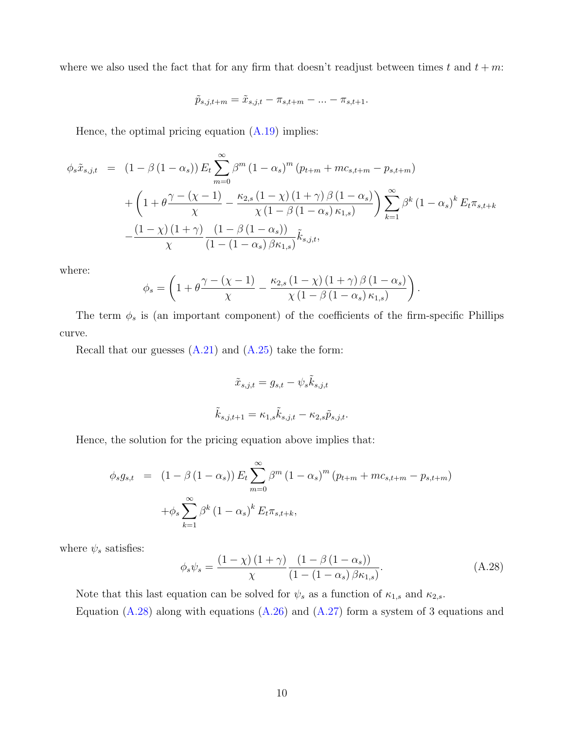where we also used the fact that for any firm that doesn't readjust between times $t$ and $t+m$:

$$\tilde{p}_{s,j,t+m} = \tilde{x}_{s,j,t} - \pi_{s,t+m} - ... - \pi_{s,t+1}.$$

Hence, the optimal pricing equation (A.19) implies:

$$\begin{aligned}
\phi_s \tilde{x}_{s,j,t} &= (1-\beta(1-\alpha_s)) E_t \sum_{m=0}^{\infty} \beta^m (1-\alpha_s)^m (p_{t+m} + mc_{s,t+m} - p_{s,t+m}) \\
&\quad + \left(1 + \theta \frac{\gamma - (\chi - 1)}{\chi} - \frac{\kappa_{2,s}(1-\chi)(1+\gamma)\beta(1-\alpha_s)}{\chi(1-\beta(1-\alpha_s)\kappa_{1,s})}\right) \sum_{k=1}^{\infty} \beta^k (1-\alpha_s)^k E_t \pi_{s,t+k} \\
&\quad - \frac{(1-\chi)(1+\gamma)}{\chi} \frac{(1-\beta(1-\alpha_s))}{(1-(1-\alpha_s)\beta\kappa_{1,s})} \tilde{k}_{s,j,t},
\end{aligned}$$

where:

$$\phi_s = \left(1 + \theta \frac{\gamma - (\chi - 1)}{\chi} - \frac{\kappa_{2,s}(1-\chi)(1+\gamma)\beta(1-\alpha_s)}{\chi(1-\beta(1-\alpha_s)\kappa_{1,s})}\right).$$

The term $\phi_s$ is (an important component) of the coefficients of the firm-specific Phillips curve.

Recall that our guesses (A.21) and (A.25) take the form:

$$\tilde{x}_{s,j,t} = g_{s,t} - \psi_s \tilde{k}_{s,j,t}$$

$$\tilde{k}_{s,j,t+1} = \kappa_{1,s}\tilde{k}_{s,j,t} - \kappa_{2,s}\tilde{p}_{s,j,t}.$$

Hence, the solution for the pricing equation above implies that:

$$\begin{aligned}
\phi_s g_{s,t} &= (1-\beta(1-\alpha_s)) E_t \sum_{m=0}^{\infty} \beta^m (1-\alpha_s)^m (p_{t+m} + mc_{s,t+m} - p_{s,t+m}) \\
&\quad + \phi_s \sum_{k=1}^{\infty} \beta^k (1-\alpha_s)^k E_t \pi_{s,t+k},
\end{aligned}$$

where $\psi_s$ satisfies:

$$\phi_s \psi_s = \frac{(1-\chi)(1+\gamma)}{\chi} \frac{(1-\beta(1-\alpha_s))}{(1-(1-\alpha_s)\beta\kappa_{1,s})}. \tag{A.28}$$

Note that this last equation can be solved for $\psi_s$ as a function of $\kappa_{1,s}$ and $\kappa_{2,s}$.

Equation (A.28) along with equations (A.26) and (A.27) form a system of 3 equations and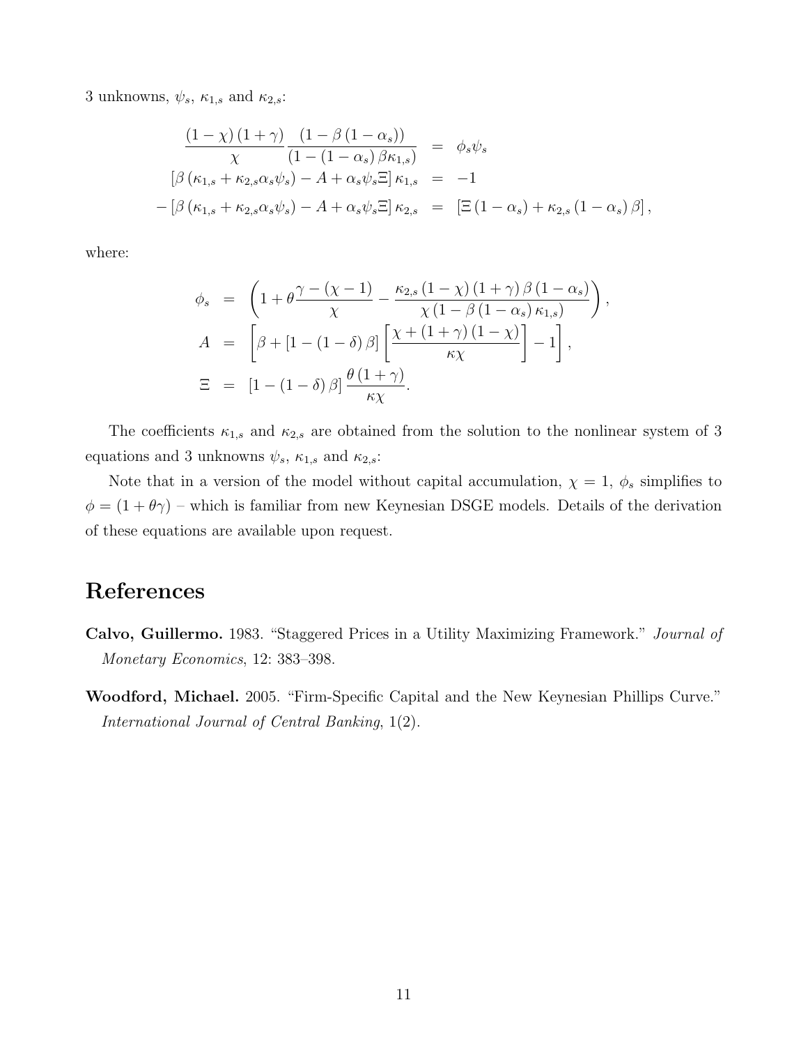3 unknowns, $\psi_s$, $\kappa_{1,s}$ and $\kappa_{2,s}$:

$$
\begin{aligned}
\frac{(1-\chi)(1+\gamma)}{\chi}\frac{(1-\beta(1-\alpha_s))}{(1-(1-\alpha_s)\beta\kappa_{1,s})} &= \phi_s\psi_s \\
\left[\beta\left(\kappa_{1,s}+\kappa_{2,s}\alpha_s\psi_s\right)-A+\alpha_s\psi_s\Xi\right]\kappa_{1,s} &= -1 \\
-\left[\beta\left(\kappa_{1,s}+\kappa_{2,s}\alpha_s\psi_s\right)-A+\alpha_s\psi_s\Xi\right]\kappa_{2,s} &= \left[\Xi\left(1-\alpha_s\right)+\kappa_{2,s}\left(1-\alpha_s\right)\beta\right],
\end{aligned}
$$

where:

$$
\begin{aligned}
\phi_s &= \left(1+\theta\frac{\gamma-(\chi-1)}{\chi}-\frac{\kappa_{2,s}(1-\chi)(1+\gamma)\beta(1-\alpha_s)}{\chi(1-\beta(1-\alpha_s)\kappa_{1,s})}\right), \\
A &= \left[\beta+\left[1-(1-\delta)\beta\right]\left[\frac{\chi+(1+\gamma)(1-\chi)}{\kappa\chi}\right]-1\right], \\
\Xi &= \left[1-(1-\delta)\beta\right]\frac{\theta(1+\gamma)}{\kappa\chi}.
\end{aligned}
$$

The coefficients $\kappa_{1,s}$ and $\kappa_{2,s}$ are obtained from the solution to the nonlinear system of 3 equations and 3 unknowns $\psi_s$, $\kappa_{1,s}$ and $\kappa_{2,s}$:

Note that in a version of the model without capital accumulation, $\chi = 1$, $\phi_s$ simplifies to $\phi = (1+\theta\gamma)$ – which is familiar from new Keynesian DSGE models. Details of the derivation of these equations are available upon request.

# References

**Calvo, Guillermo.** 1983. "Staggered Prices in a Utility Maximizing Framework." *Journal of Monetary Economics*, 12: 383–398.

**Woodford, Michael.** 2005. "Firm-Specific Capital and the New Keynesian Phillips Curve." *International Journal of Central Banking*, 1(2).